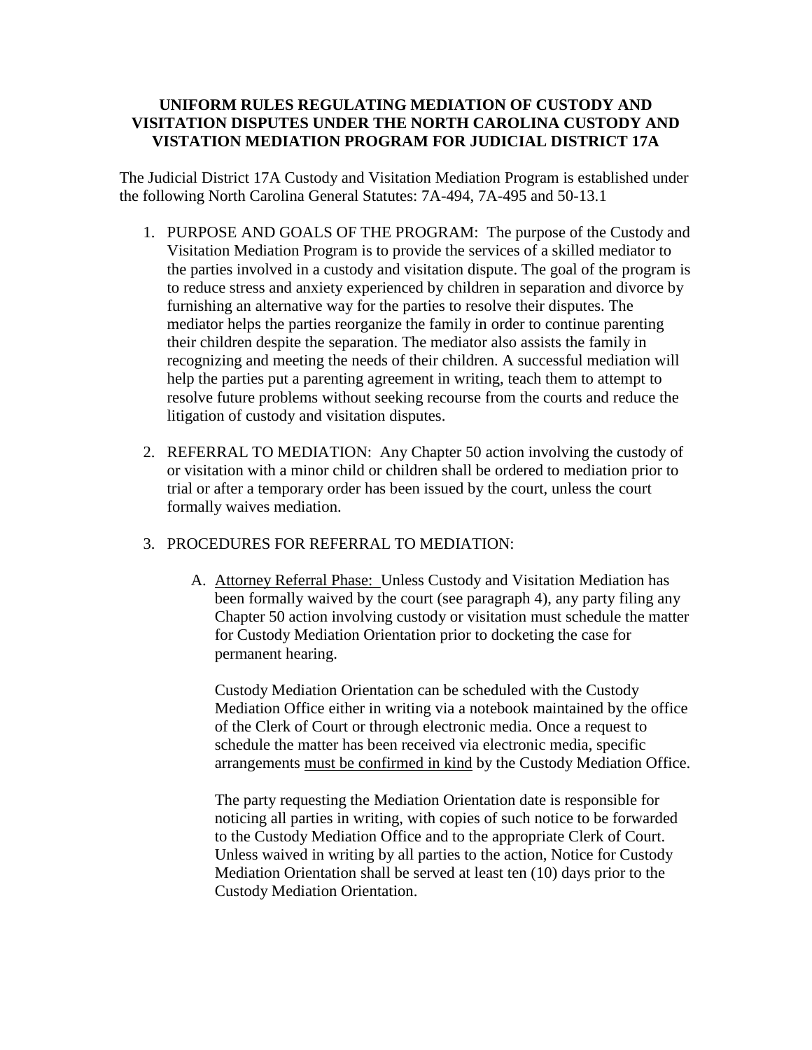# UNIFORM RULES REGULATING MEDIATION OF CUSTODY AND VISITATION DISPUTES UNDER THE NORTH CAROLINA CUSTODY AND VISTATION MEDIATION PROGRAM FOR JUDICIAL DISTRICT 17A

The Judicial District 17A Custody and Visitation Mediation Program is established under the following North Carolina General Statutes: 7A-494, 7A-495 and 50-13.1

1. PURPOSE AND GOALS OF THE PROGRAM: The purpose of the Custody and Visitation Mediation Program is to provide the services of a skilled mediator to the parties involved in a custody and visitation dispute. The goal of the program is to reduce stress and anxiety experienced by children in separation and divorce by furnishing an alternative way for the parties to resolve their disputes. The mediator helps the parties reorganize the family in order to continue parenting their children despite the separation. The mediator also assists the family in recognizing and meeting the needs of their children. A successful mediation will help the parties put a parenting agreement in writing, teach them to attempt to resolve future problems without seeking recourse from the courts and reduce the litigation of custody and visitation disputes.

2. REFERRAL TO MEDIATION: Any Chapter 50 action involving the custody of or visitation with a minor child or children shall be ordered to mediation prior to trial or after a temporary order has been issued by the court, unless the court formally waives mediation.

3. PROCEDURES FOR REFERRAL TO MEDIATION:

   A. <u>Attorney Referral Phase:</u> Unless Custody and Visitation Mediation has been formally waived by the court (see paragraph 4), any party filing any Chapter 50 action involving custody or visitation must schedule the matter for Custody Mediation Orientation prior to docketing the case for permanent hearing.

      Custody Mediation Orientation can be scheduled with the Custody Mediation Office either in writing via a notebook maintained by the office of the Clerk of Court or through electronic media. Once a request to schedule the matter has been received via electronic media, specific arrangements <u>must be confirmed in kind</u> by the Custody Mediation Office.

      The party requesting the Mediation Orientation date is responsible for noticing all parties in writing, with copies of such notice to be forwarded to the Custody Mediation Office and to the appropriate Clerk of Court. Unless waived in writing by all parties to the action, Notice for Custody Mediation Orientation shall be served at least ten (10) days prior to the Custody Mediation Orientation.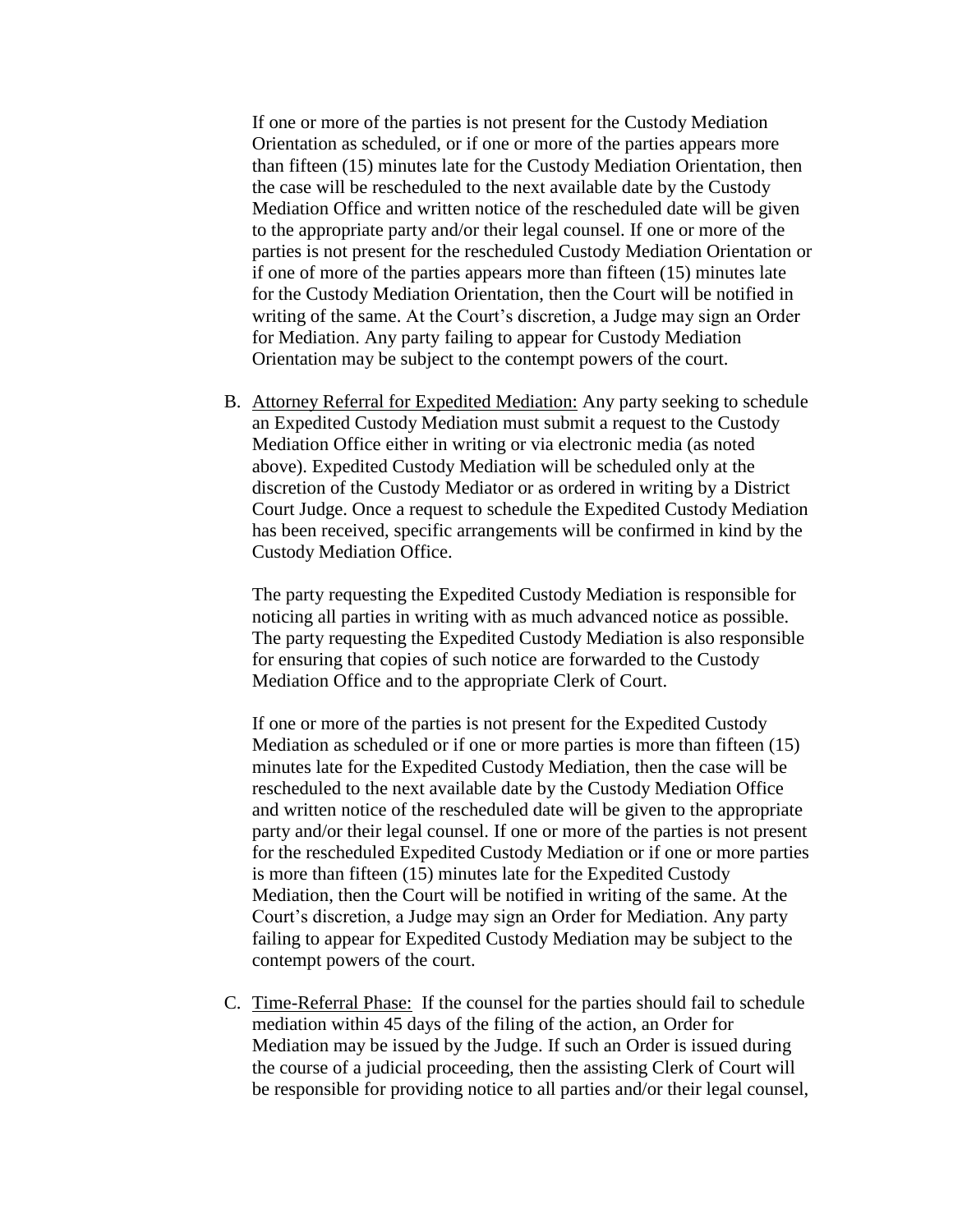If one or more of the parties is not present for the Custody Mediation Orientation as scheduled, or if one or more of the parties appears more than fifteen (15) minutes late for the Custody Mediation Orientation, then the case will be rescheduled to the next available date by the Custody Mediation Office and written notice of the rescheduled date will be given to the appropriate party and/or their legal counsel. If one or more of the parties is not present for the rescheduled Custody Mediation Orientation or if one of more of the parties appears more than fifteen (15) minutes late for the Custody Mediation Orientation, then the Court will be notified in writing of the same. At the Court's discretion, a Judge may sign an Order for Mediation. Any party failing to appear for Custody Mediation Orientation may be subject to the contempt powers of the court.

B. Attorney Referral for Expedited Mediation: Any party seeking to schedule an Expedited Custody Mediation must submit a request to the Custody Mediation Office either in writing or via electronic media (as noted above). Expedited Custody Mediation will be scheduled only at the discretion of the Custody Mediator or as ordered in writing by a District Court Judge. Once a request to schedule the Expedited Custody Mediation has been received, specific arrangements will be confirmed in kind by the Custody Mediation Office.

   The party requesting the Expedited Custody Mediation is responsible for noticing all parties in writing with as much advanced notice as possible. The party requesting the Expedited Custody Mediation is also responsible for ensuring that copies of such notice are forwarded to the Custody Mediation Office and to the appropriate Clerk of Court.

   If one or more of the parties is not present for the Expedited Custody Mediation as scheduled or if one or more parties is more than fifteen (15) minutes late for the Expedited Custody Mediation, then the case will be rescheduled to the next available date by the Custody Mediation Office and written notice of the rescheduled date will be given to the appropriate party and/or their legal counsel. If one or more of the parties is not present for the rescheduled Expedited Custody Mediation or if one or more parties is more than fifteen (15) minutes late for the Expedited Custody Mediation, then the Court will be notified in writing of the same. At the Court's discretion, a Judge may sign an Order for Mediation. Any party failing to appear for Expedited Custody Mediation may be subject to the contempt powers of the court.

C. Time-Referral Phase: If the counsel for the parties should fail to schedule mediation within 45 days of the filing of the action, an Order for Mediation may be issued by the Judge. If such an Order is issued during the course of a judicial proceeding, then the assisting Clerk of Court will be responsible for providing notice to all parties and/or their legal counsel,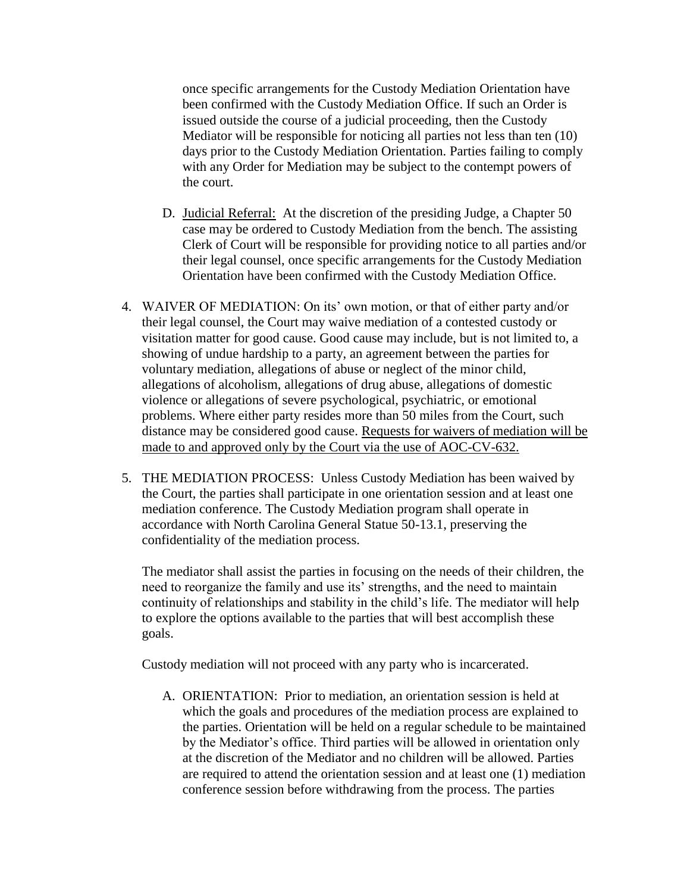once specific arrangements for the Custody Mediation Orientation have been confirmed with the Custody Mediation Office. If such an Order is issued outside the course of a judicial proceeding, then the Custody Mediator will be responsible for noticing all parties not less than ten (10) days prior to the Custody Mediation Orientation. Parties failing to comply with any Order for Mediation may be subject to the contempt powers of the court.

D. Judicial Referral: At the discretion of the presiding Judge, a Chapter 50 case may be ordered to Custody Mediation from the bench. The assisting Clerk of Court will be responsible for providing notice to all parties and/or their legal counsel, once specific arrangements for the Custody Mediation Orientation have been confirmed with the Custody Mediation Office.

4. WAIVER OF MEDIATION: On its' own motion, or that of either party and/or their legal counsel, the Court may waive mediation of a contested custody or visitation matter for good cause. Good cause may include, but is not limited to, a showing of undue hardship to a party, an agreement between the parties for voluntary mediation, allegations of abuse or neglect of the minor child, allegations of alcoholism, allegations of drug abuse, allegations of domestic violence or allegations of severe psychological, psychiatric, or emotional problems. Where either party resides more than 50 miles from the Court, such distance may be considered good cause. <u>Requests for waivers of mediation will be made to and approved only by the Court via the use of AOC-CV-632.</u>

5. THE MEDIATION PROCESS: Unless Custody Mediation has been waived by the Court, the parties shall participate in one orientation session and at least one mediation conference. The Custody Mediation program shall operate in accordance with North Carolina General Statue 50-13.1, preserving the confidentiality of the mediation process.

   The mediator shall assist the parties in focusing on the needs of their children, the need to reorganize the family and use its' strengths, and the need to maintain continuity of relationships and stability in the child's life. The mediator will help to explore the options available to the parties that will best accomplish these goals.

   Custody mediation will not proceed with any party who is incarcerated.

   A. ORIENTATION: Prior to mediation, an orientation session is held at which the goals and procedures of the mediation process are explained to the parties. Orientation will be held on a regular schedule to be maintained by the Mediator's office. Third parties will be allowed in orientation only at the discretion of the Mediator and no children will be allowed. Parties are required to attend the orientation session and at least one (1) mediation conference session before withdrawing from the process. The parties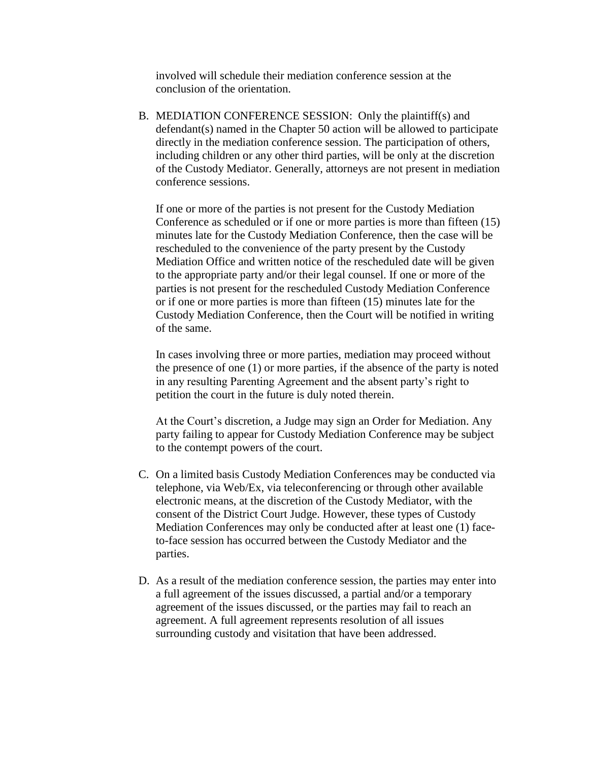involved will schedule their mediation conference session at the conclusion of the orientation.

B. MEDIATION CONFERENCE SESSION: Only the plaintiff(s) and defendant(s) named in the Chapter 50 action will be allowed to participate directly in the mediation conference session. The participation of others, including children or any other third parties, will be only at the discretion of the Custody Mediator. Generally, attorneys are not present in mediation conference sessions.

   If one or more of the parties is not present for the Custody Mediation Conference as scheduled or if one or more parties is more than fifteen (15) minutes late for the Custody Mediation Conference, then the case will be rescheduled to the convenience of the party present by the Custody Mediation Office and written notice of the rescheduled date will be given to the appropriate party and/or their legal counsel. If one or more of the parties is not present for the rescheduled Custody Mediation Conference or if one or more parties is more than fifteen (15) minutes late for the Custody Mediation Conference, then the Court will be notified in writing of the same.

   In cases involving three or more parties, mediation may proceed without the presence of one (1) or more parties, if the absence of the party is noted in any resulting Parenting Agreement and the absent party's right to petition the court in the future is duly noted therein.

   At the Court's discretion, a Judge may sign an Order for Mediation. Any party failing to appear for Custody Mediation Conference may be subject to the contempt powers of the court.

C. On a limited basis Custody Mediation Conferences may be conducted via telephone, via Web/Ex, via teleconferencing or through other available electronic means, at the discretion of the Custody Mediator, with the consent of the District Court Judge. However, these types of Custody Mediation Conferences may only be conducted after at least one (1) face-to-face session has occurred between the Custody Mediator and the parties.

D. As a result of the mediation conference session, the parties may enter into a full agreement of the issues discussed, a partial and/or a temporary agreement of the issues discussed, or the parties may fail to reach an agreement. A full agreement represents resolution of all issues surrounding custody and visitation that have been addressed.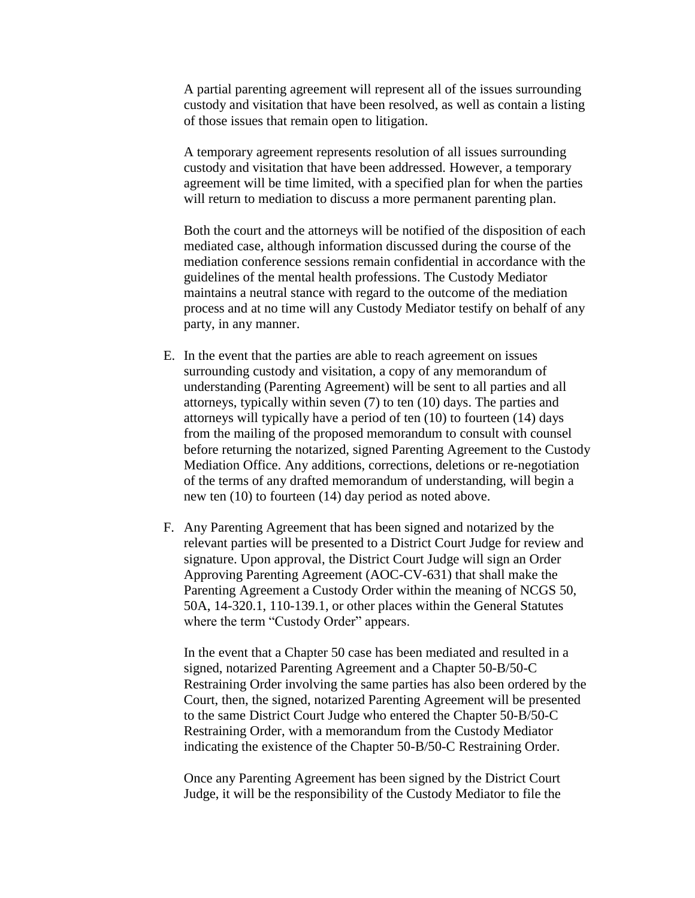A partial parenting agreement will represent all of the issues surrounding custody and visitation that have been resolved, as well as contain a listing of those issues that remain open to litigation.

A temporary agreement represents resolution of all issues surrounding custody and visitation that have been addressed. However, a temporary agreement will be time limited, with a specified plan for when the parties will return to mediation to discuss a more permanent parenting plan.

Both the court and the attorneys will be notified of the disposition of each mediated case, although information discussed during the course of the mediation conference sessions remain confidential in accordance with the guidelines of the mental health professions. The Custody Mediator maintains a neutral stance with regard to the outcome of the mediation process and at no time will any Custody Mediator testify on behalf of any party, in any manner.

E. In the event that the parties are able to reach agreement on issues surrounding custody and visitation, a copy of any memorandum of understanding (Parenting Agreement) will be sent to all parties and all attorneys, typically within seven (7) to ten (10) days. The parties and attorneys will typically have a period of ten (10) to fourteen (14) days from the mailing of the proposed memorandum to consult with counsel before returning the notarized, signed Parenting Agreement to the Custody Mediation Office. Any additions, corrections, deletions or re-negotiation of the terms of any drafted memorandum of understanding, will begin a new ten (10) to fourteen (14) day period as noted above.

F. Any Parenting Agreement that has been signed and notarized by the relevant parties will be presented to a District Court Judge for review and signature. Upon approval, the District Court Judge will sign an Order Approving Parenting Agreement (AOC-CV-631) that shall make the Parenting Agreement a Custody Order within the meaning of NCGS 50, 50A, 14-320.1, 110-139.1, or other places within the General Statutes where the term "Custody Order" appears.

   In the event that a Chapter 50 case has been mediated and resulted in a signed, notarized Parenting Agreement and a Chapter 50-B/50-C Restraining Order involving the same parties has also been ordered by the Court, then, the signed, notarized Parenting Agreement will be presented to the same District Court Judge who entered the Chapter 50-B/50-C Restraining Order, with a memorandum from the Custody Mediator indicating the existence of the Chapter 50-B/50-C Restraining Order.

   Once any Parenting Agreement has been signed by the District Court Judge, it will be the responsibility of the Custody Mediator to file the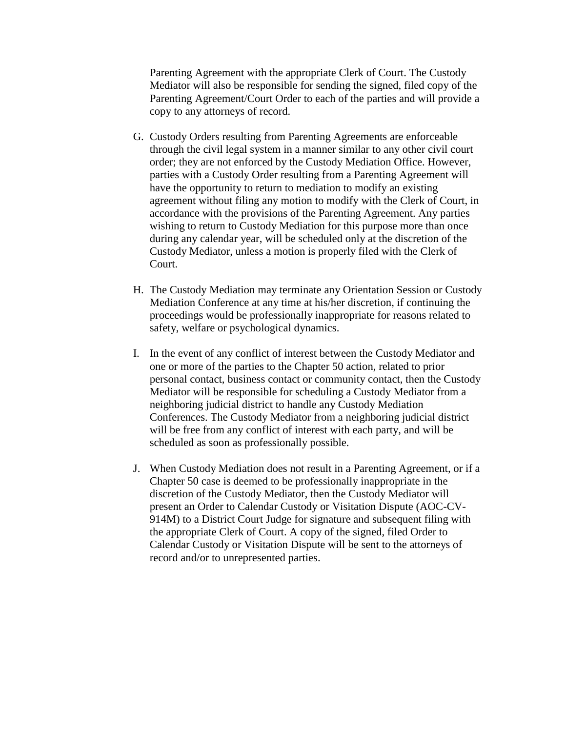Parenting Agreement with the appropriate Clerk of Court. The Custody Mediator will also be responsible for sending the signed, filed copy of the Parenting Agreement/Court Order to each of the parties and will provide a copy to any attorneys of record.

G. Custody Orders resulting from Parenting Agreements are enforceable through the civil legal system in a manner similar to any other civil court order; they are not enforced by the Custody Mediation Office. However, parties with a Custody Order resulting from a Parenting Agreement will have the opportunity to return to mediation to modify an existing agreement without filing any motion to modify with the Clerk of Court, in accordance with the provisions of the Parenting Agreement. Any parties wishing to return to Custody Mediation for this purpose more than once during any calendar year, will be scheduled only at the discretion of the Custody Mediator, unless a motion is properly filed with the Clerk of Court.

H. The Custody Mediation may terminate any Orientation Session or Custody Mediation Conference at any time at his/her discretion, if continuing the proceedings would be professionally inappropriate for reasons related to safety, welfare or psychological dynamics.

I. In the event of any conflict of interest between the Custody Mediator and one or more of the parties to the Chapter 50 action, related to prior personal contact, business contact or community contact, then the Custody Mediator will be responsible for scheduling a Custody Mediator from a neighboring judicial district to handle any Custody Mediation Conferences. The Custody Mediator from a neighboring judicial district will be free from any conflict of interest with each party, and will be scheduled as soon as professionally possible.

J. When Custody Mediation does not result in a Parenting Agreement, or if a Chapter 50 case is deemed to be professionally inappropriate in the discretion of the Custody Mediator, then the Custody Mediator will present an Order to Calendar Custody or Visitation Dispute (AOC-CV-914M) to a District Court Judge for signature and subsequent filing with the appropriate Clerk of Court. A copy of the signed, filed Order to Calendar Custody or Visitation Dispute will be sent to the attorneys of record and/or to unrepresented parties.